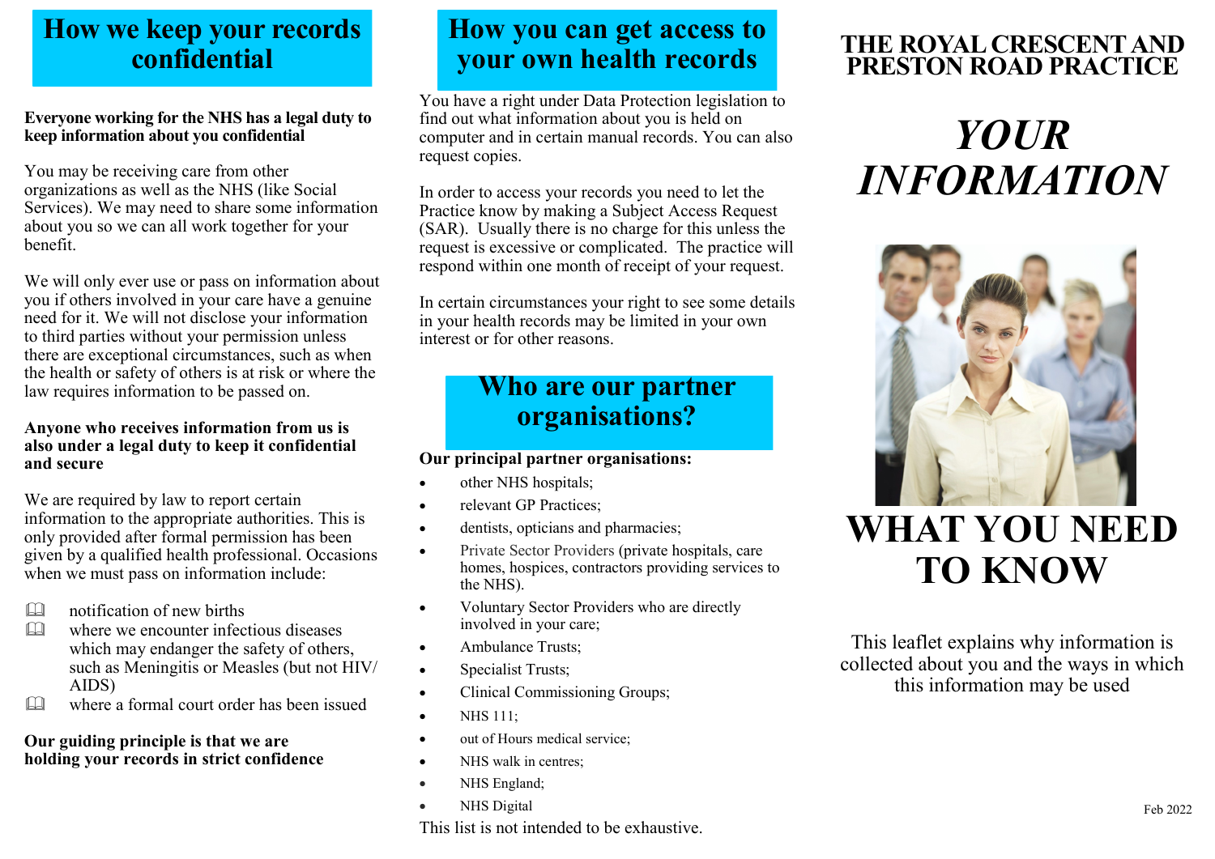## How we keep your records confidential

**Everyone working for the NHS has a legal duty to keep information about you confidential**

You may be receiving care from other organizations as well as the NHS (like Social Services). We may need to share some information about you so we can all work together for your benefit.

We will only ever use or pass on information about you if others involved in your care have a genuine need for it. We will not disclose your information to third parties without your permission unless there are exceptional circumstances, such as when the health or safety of others is at risk or where the law requires information to be passed on.

**Anyone who receives information from us is also under a legal duty to keep it confidential and secure**

We are required by law to report certain information to the appropriate authorities. This is only provided after formal permission has been given by a qualified health professional. Occasions when we must pass on information include:

- notification of new births
- where we encounter infectious diseases which may endanger the safety of others, such as Meningitis or Measles (but not HIV/AIDS)
- where a formal court order has been issued

**Our guiding principle is that we are holding your records in strict confidence**

## How you can get access to your own health records

You have a right under Data Protection legislation to find out what information about you is held on computer and in certain manual records. You can also request copies.

In order to access your records you need to let the Practice know by making a Subject Access Request (SAR). Usually there is no charge for this unless the request is excessive or complicated. The practice will respond within one month of receipt of your request.

In certain circumstances your right to see some details in your health records may be limited in your own interest or for other reasons.

## Who are our partner organisations?

**Our principal partner organisations:**

- other NHS hospitals;
- relevant GP Practices;
- dentists, opticians and pharmacies;
- Private Sector Providers (private hospitals, care homes, hospices, contractors providing services to the NHS).
- Voluntary Sector Providers who are directly involved in your care;
- Ambulance Trusts;
- Specialist Trusts;
- Clinical Commissioning Groups;
- NHS 111;
- out of Hours medical service;
- NHS walk in centres;
- NHS England;
- NHS Digital

This list is not intended to be exhaustive.

# THE ROYAL CRESCENT AND PRESTON ROAD PRACTICE

# *YOUR INFORMATION*

# WHAT YOU NEED TO KNOW

This leaflet explains why information is collected about you and the ways in which this information may be used

Feb 2022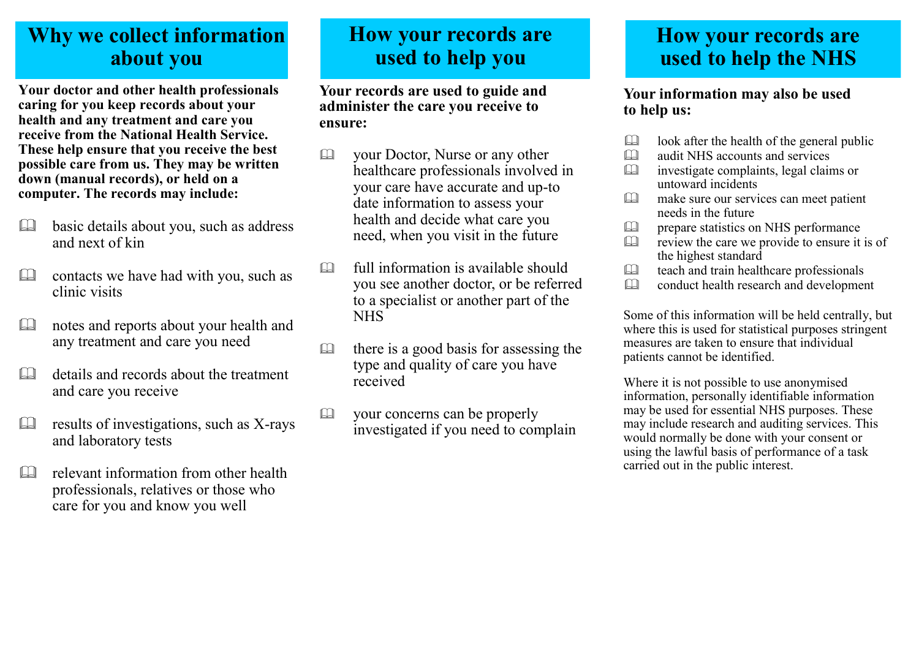## Why we collect information about you

**Your doctor and other health professionals caring for you keep records about your health and any treatment and care you receive from the National Health Service. These help ensure that you receive the best possible care from us. They may be written down (manual records), or held on a computer. The records may include:**

- basic details about you, such as address and next of kin
- contacts we have had with you, such as clinic visits
- notes and reports about your health and any treatment and care you need
- details and records about the treatment and care you receive
- results of investigations, such as X-rays and laboratory tests
- relevant information from other health professionals, relatives or those who care for you and know you well

## How your records are used to help you

**Your records are used to guide and administer the care you receive to ensure:**

- your Doctor, Nurse or any other healthcare professionals involved in your care have accurate and up-to date information to assess your health and decide what care you need, when you visit in the future
- full information is available should you see another doctor, or be referred to a specialist or another part of the NHS
- there is a good basis for assessing the type and quality of care you have received
- your concerns can be properly investigated if you need to complain

## How your records are used to help the NHS

**Your information may also be used to help us:**

- look after the health of the general public
- audit NHS accounts and services
- investigate complaints, legal claims or untoward incidents
- make sure our services can meet patient needs in the future
- prepare statistics on NHS performance
- review the care we provide to ensure it is of the highest standard
- teach and train healthcare professionals
- conduct health research and development

Some of this information will be held centrally, but where this is used for statistical purposes stringent measures are taken to ensure that individual patients cannot be identified.

Where it is not possible to use anonymised information, personally identifiable information may be used for essential NHS purposes. These may include research and auditing services. This would normally be done with your consent or using the lawful basis of performance of a task carried out in the public interest.